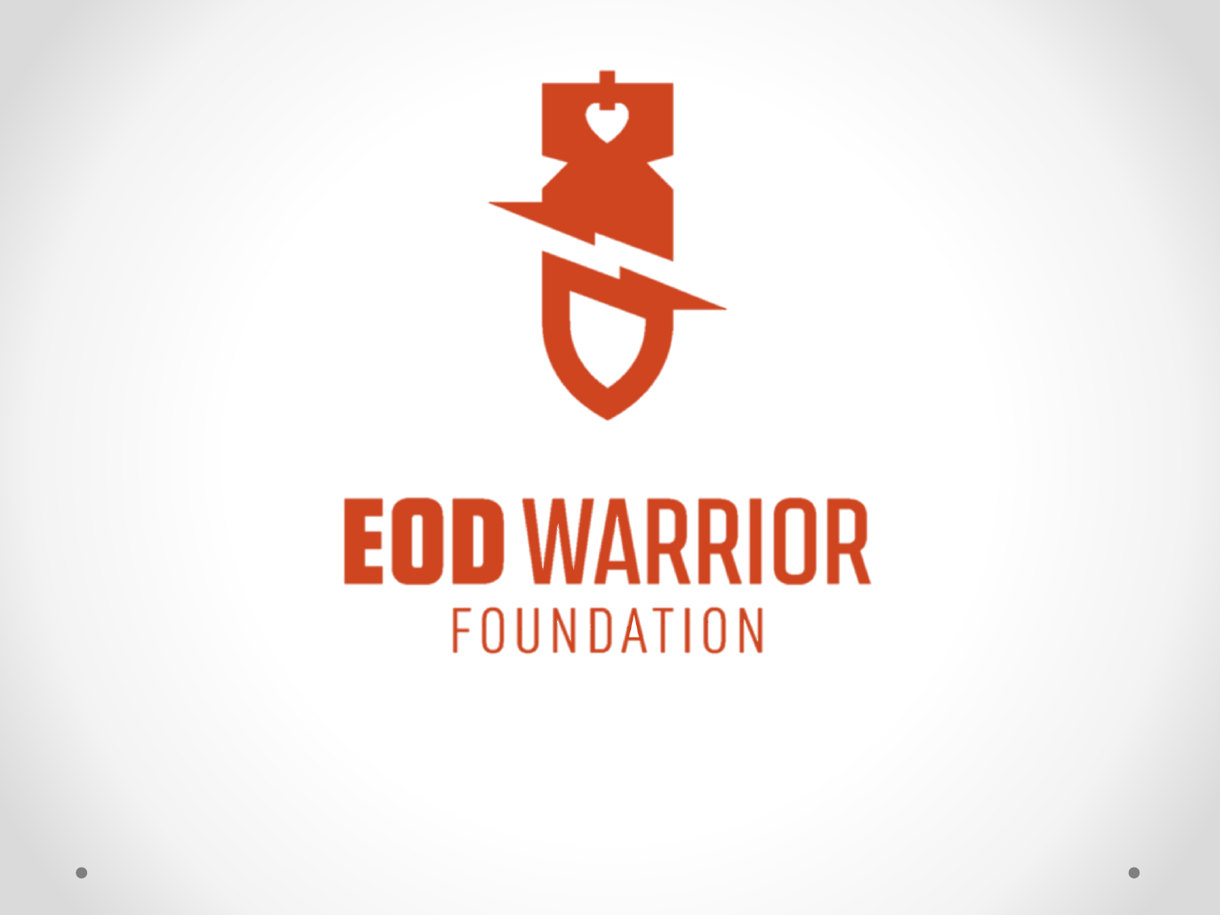# EOD WARRIOR

FOUNDATION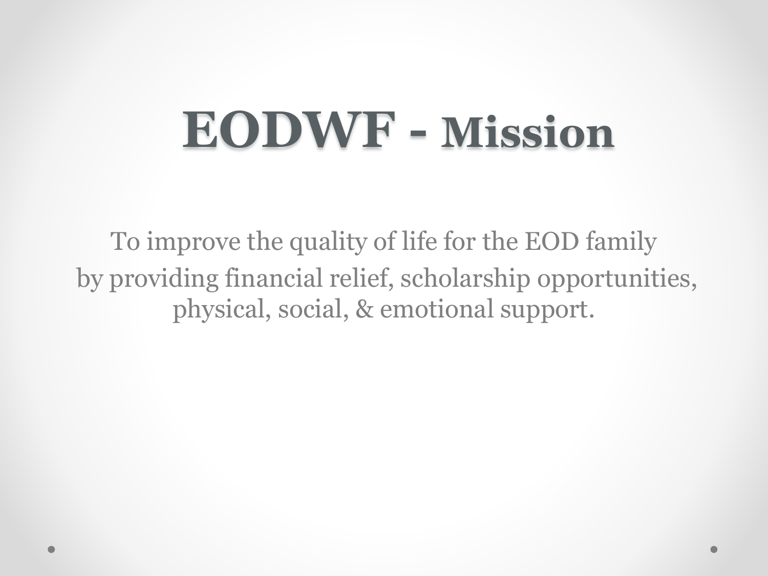# EODWF - Mission

To improve the quality of life for the EOD family
by providing financial relief, scholarship opportunities,
physical, social, & emotional support.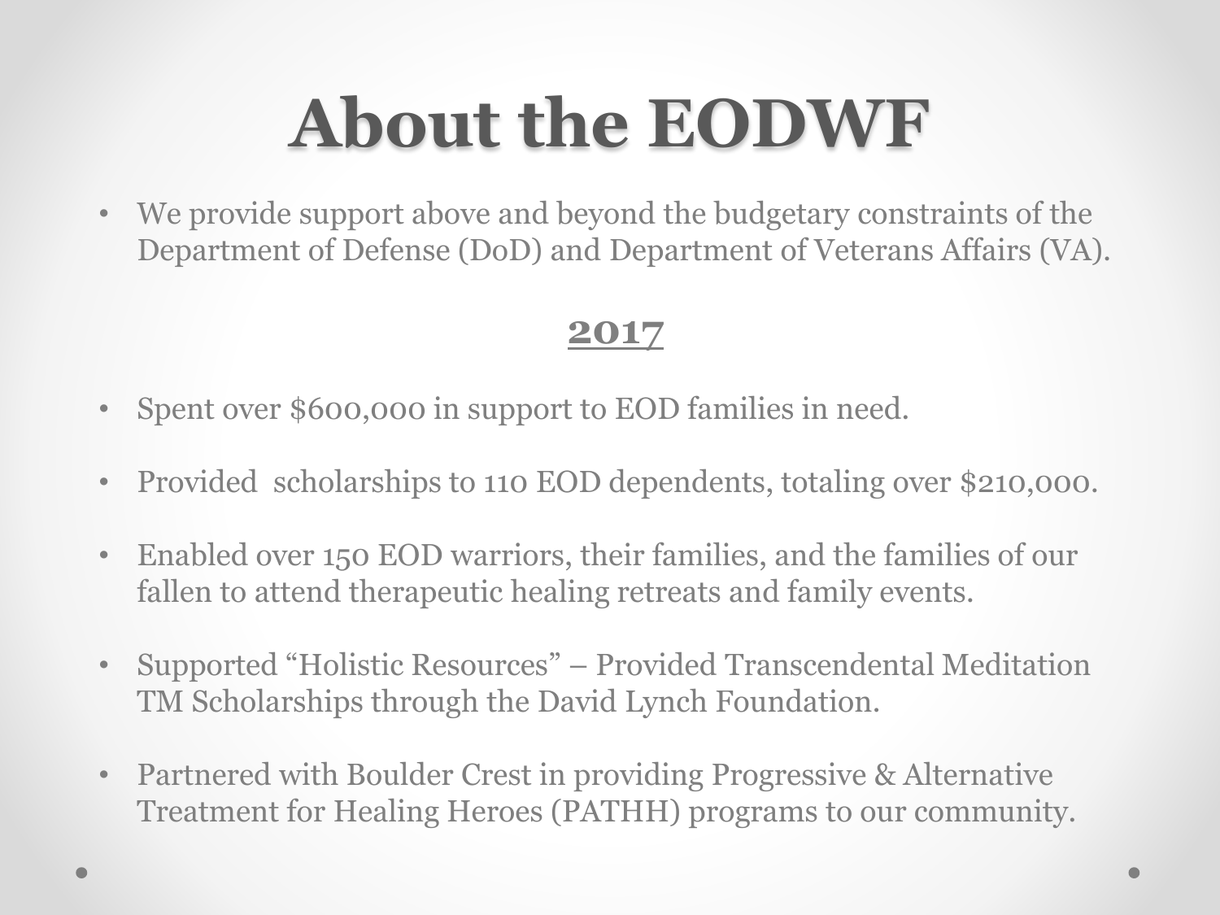# About the EODWF

- We provide support above and beyond the budgetary constraints of the Department of Defense (DoD) and Department of Veterans Affairs (VA).

## <u>2017</u>

- Spent over $600,000 in support to EOD families in need.
- Provided scholarships to 110 EOD dependents, totaling over $210,000.
- Enabled over 150 EOD warriors, their families, and the families of our fallen to attend therapeutic healing retreats and family events.
- Supported "Holistic Resources" – Provided Transcendental Meditation TM Scholarships through the David Lynch Foundation.
- Partnered with Boulder Crest in providing Progressive & Alternative Treatment for Healing Heroes (PATHH) programs to our community.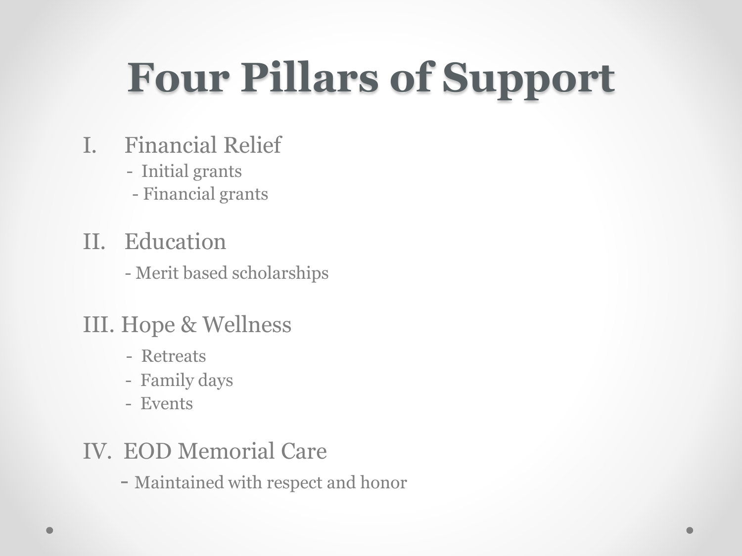# Four Pillars of Support

I. Financial Relief
   - Initial grants
   - Financial grants

II. Education
   - Merit based scholarships

III. Hope & Wellness
   - Retreats
   - Family days
   - Events

IV. EOD Memorial Care
   - Maintained with respect and honor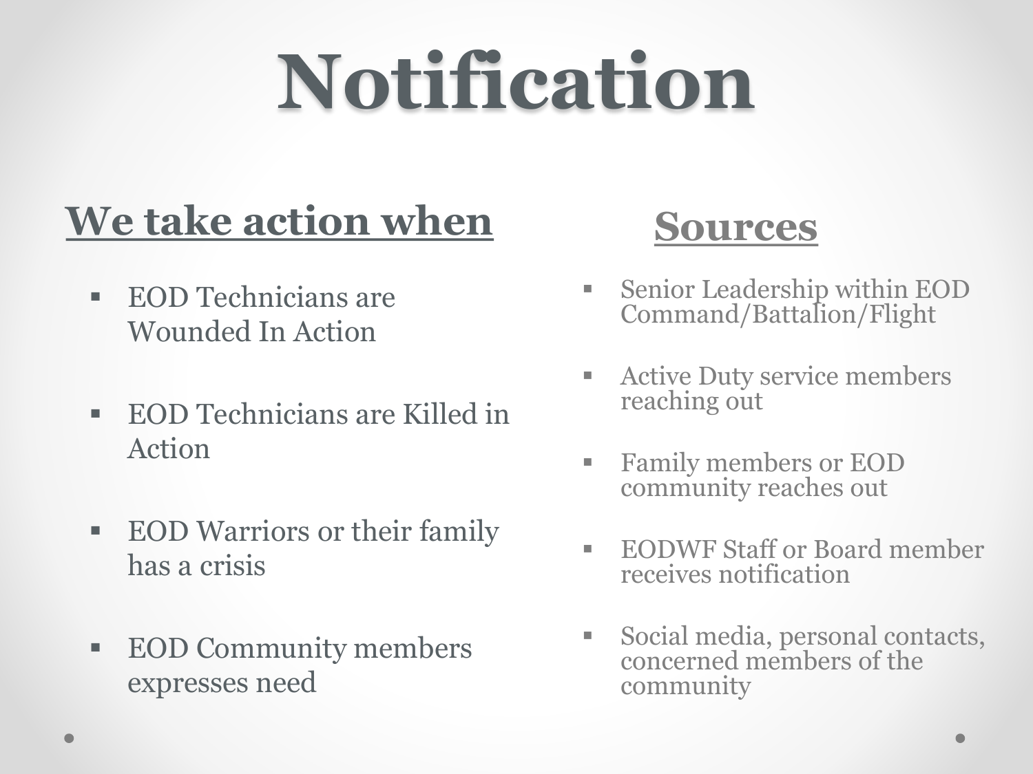# Notification

## We take action when

- EOD Technicians are Wounded In Action
- EOD Technicians are Killed in Action
- EOD Warriors or their family has a crisis
- EOD Community members expresses need

## Sources

- Senior Leadership within EOD Command/Battalion/Flight
- Active Duty service members reaching out
- Family members or EOD community reaches out
- EODWF Staff or Board member receives notification
- Social media, personal contacts, concerned members of the community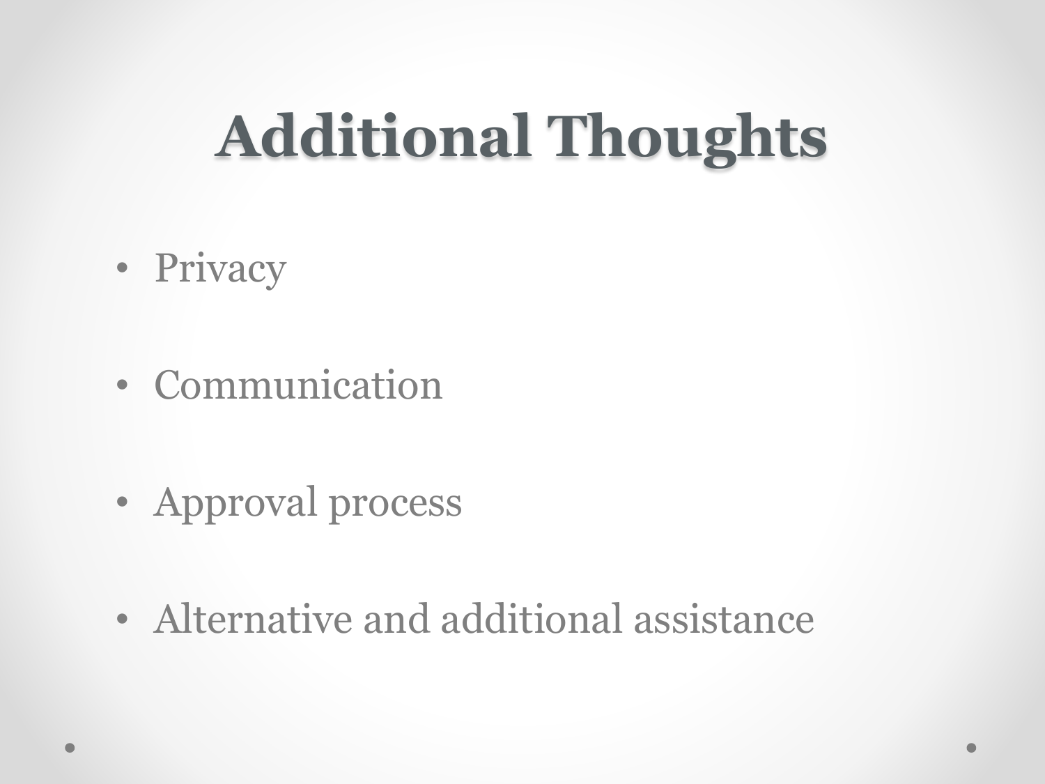# Additional Thoughts

- Privacy
- Communication
- Approval process
- Alternative and additional assistance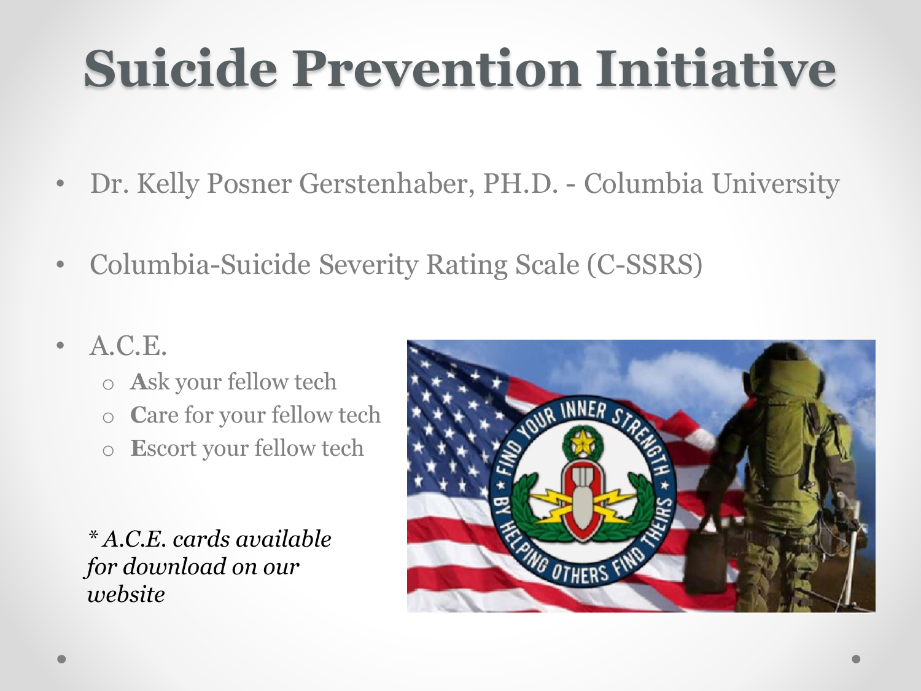# Suicide Prevention Initiative

- Dr. Kelly Posner Gerstenhaber, PH.D. - Columbia University
- Columbia-Suicide Severity Rating Scale (C-SSRS)
- A.C.E.
  - **A**sk your fellow tech
  - **C**are for your fellow tech
  - **E**scort your fellow tech

*\* A.C.E. cards available for download on our website*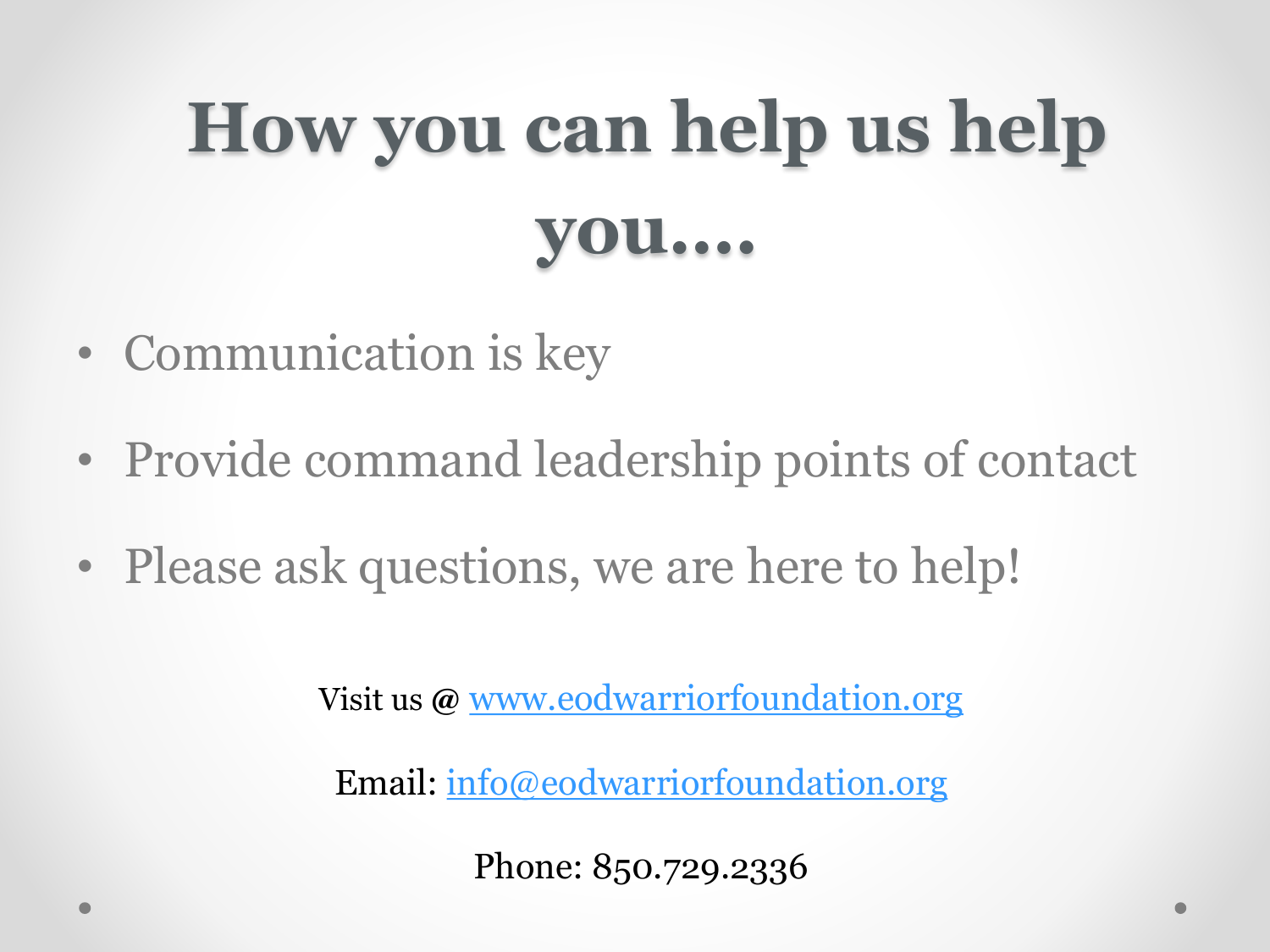# How you can help us help you….

- Communication is key
- Provide command leadership points of contact
- Please ask questions, we are here to help!

Visit us @ [www.eodwarriorfoundation.org](http://www.eodwarriorfoundation.org)

Email: [info@eodwarriorfoundation.org](mailto:info@eodwarriorfoundation.org)

Phone: 850.729.2336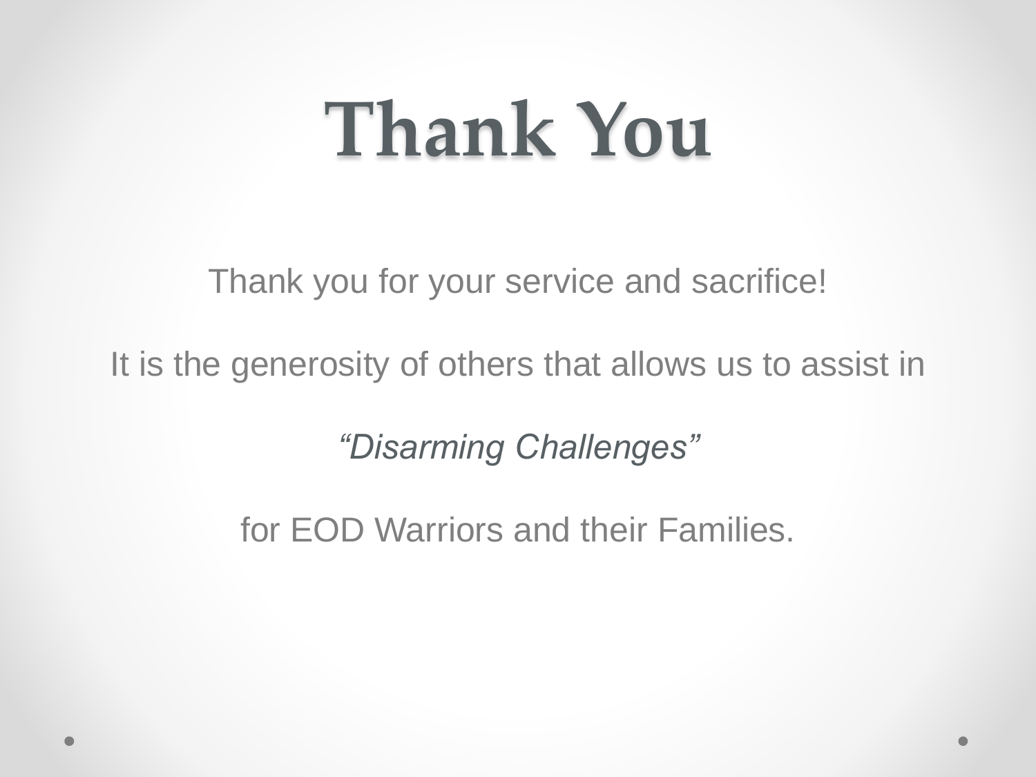# Thank You

Thank you for your service and sacrifice!

It is the generosity of others that allows us to assist in

*“Disarming Challenges”*

for EOD Warriors and their Families.